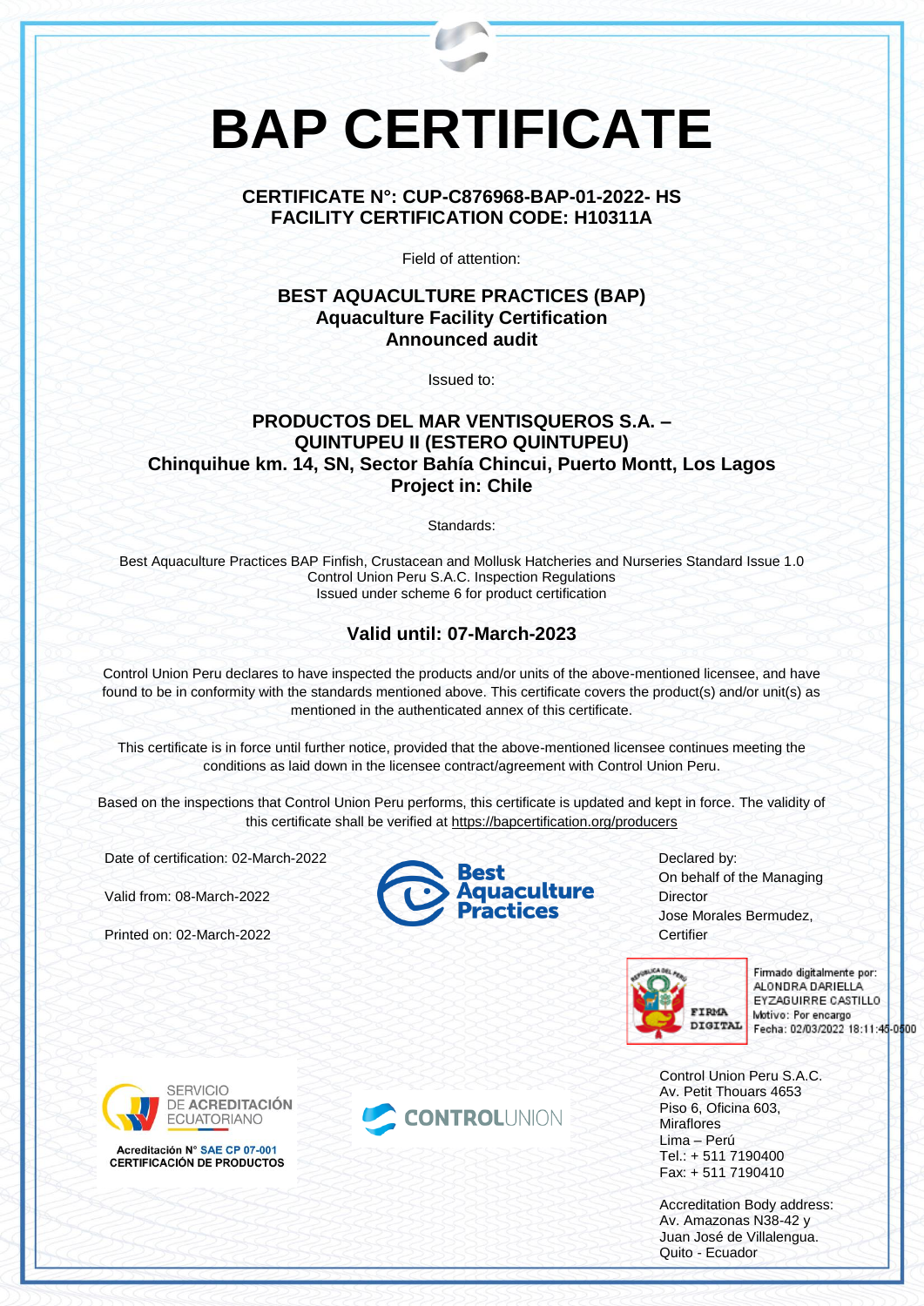# BAP CERTIFICATE

**CERTIFICATE N°: CUP-C876968-BAP-01-2022- HS**
**FACILITY CERTIFICATION CODE: H10311A**

Field of attention:

**BEST AQUACULTURE PRACTICES (BAP)**
**Aquaculture Facility Certification**
**Announced audit**

Issued to:

**PRODUCTOS DEL MAR VENTISQUEROS S.A. –**
**QUINTUPEU II (ESTERO QUINTUPEU)**
**Chinquihue km. 14, SN, Sector Bahía Chincui, Puerto Montt, Los Lagos**
**Project in: Chile**

Standards:

Best Aquaculture Practices BAP Finfish, Crustacean and Mollusk Hatcheries and Nurseries Standard Issue 1.0
Control Union Peru S.A.C. Inspection Regulations
Issued under scheme 6 for product certification

## Valid until: 07-March-2023

Control Union Peru declares to have inspected the products and/or units of the above-mentioned licensee, and have found to be in conformity with the standards mentioned above. This certificate covers the product(s) and/or unit(s) as mentioned in the authenticated annex of this certificate.

This certificate is in force until further notice, provided that the above-mentioned licensee continues meeting the conditions as laid down in the licensee contract/agreement with Control Union Peru.

Based on the inspections that Control Union Peru performs, this certificate is updated and kept in force. The validity of this certificate shall be verified at https://bapcertification.org/producers

Date of certification: 02-March-2022

Valid from: 08-March-2022

Printed on: 02-March-2022

Best Aquaculture Practices

Declared by:
On behalf of the Managing Director
Jose Morales Bermudez,
Certifier

REPÚBLICA DEL PERÚ
FIRMA DIGITAL
Firmado digitalmente por: ALONDRA DARIELLA EYZAGUIRRE CASTILLO
Motivo: Por encargo
Fecha: 02/03/2022 18:11:46-0500

SERVICIO DE ACREDITACIÓN ECUATORIANO
Acreditación N° SAE CP 07-001
CERTIFICACIÓN DE PRODUCTOS

CONTROLUNION

Control Union Peru S.A.C.
Av. Petit Thouars 4653
Piso 6, Oficina 603,
Miraflores
Lima – Perú
Tel.: + 511 7190400
Fax: + 511 7190410

Accreditation Body address:
Av. Amazonas N38-42 y
Juan José de Villalengua.
Quito - Ecuador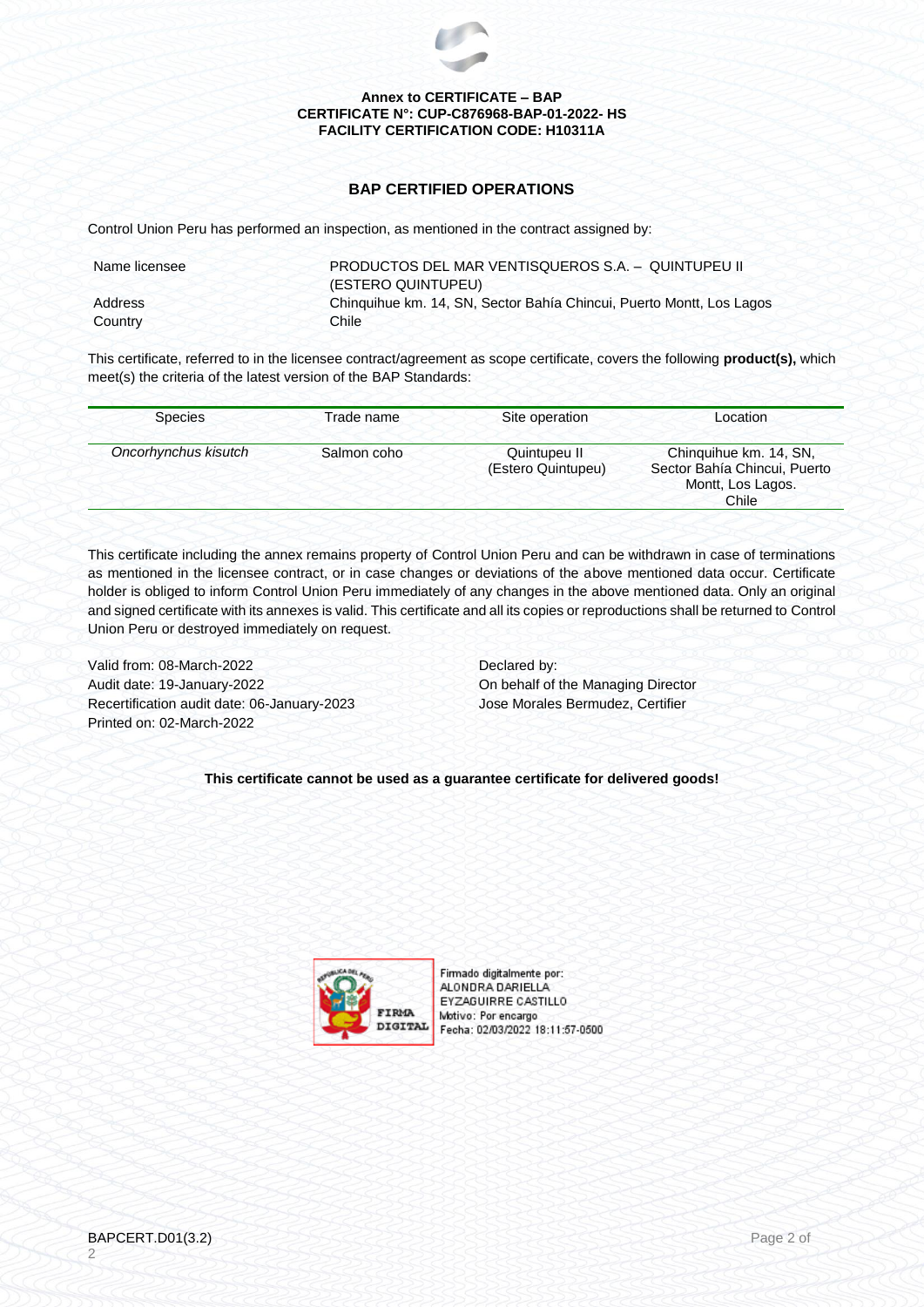**Annex to CERTIFICATE – BAP**
**CERTIFICATE N°: CUP-C876968-BAP-01-2022- HS**
**FACILITY CERTIFICATION CODE: H10311A**

## BAP CERTIFIED OPERATIONS

Control Union Peru has performed an inspection, as mentioned in the contract assigned by:

| | |
|---|---|
| Name licensee | PRODUCTOS DEL MAR VENTISQUEROS S.A. – QUINTUPEU II (ESTERO QUINTUPEU) |
| Address | Chinquihue km. 14, SN, Sector Bahía Chincui, Puerto Montt, Los Lagos |
| Country | Chile |

This certificate, referred to in the licensee contract/agreement as scope certificate, covers the following **product(s),** which meet(s) the criteria of the latest version of the BAP Standards:

| Species | Trade name | Site operation | Location |
|---|---|---|---|
| *Oncorhynchus kisutch* | Salmon coho | Quintupeu II (Estero Quintupeu) | Chinquihue km. 14, SN, Sector Bahía Chincui, Puerto Montt, Los Lagos. Chile |

This certificate including the annex remains property of Control Union Peru and can be withdrawn in case of terminations as mentioned in the licensee contract, or in case changes or deviations of the above mentioned data occur. Certificate holder is obliged to inform Control Union Peru immediately of any changes in the above mentioned data. Only an original and signed certificate with its annexes is valid. This certificate and all its copies or reproductions shall be returned to Control Union Peru or destroyed immediately on request.

Valid from: 08-March-2022
Audit date: 19-January-2022
Recertification audit date: 06-January-2023
Printed on: 02-March-2022

Declared by:
On behalf of the Managing Director
Jose Morales Bermudez, Certifier

**This certificate cannot be used as a guarantee certificate for delivered goods!**

FIRMA DIGITAL
Firmado digitalmente por:
ALONDRA DARIELLA
EYZAGUIRRE CASTILLO
Motivo: Por encargo
Fecha: 02/03/2022 18:11:57-0500

BAPCERT.D01(3.2)